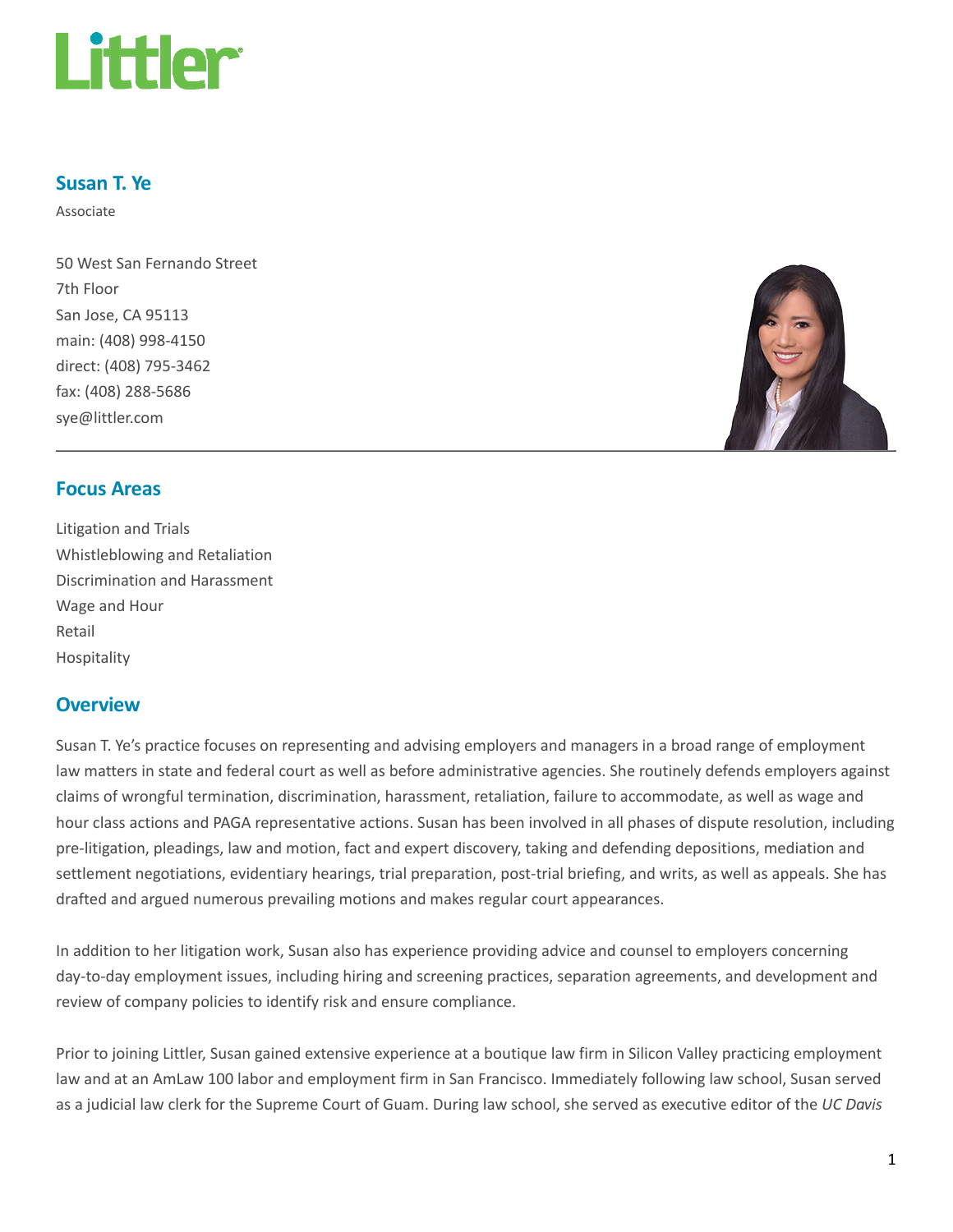Littler

## Susan T. Ye

Associate

50 West San Fernando Street
7th Floor
San Jose, CA 95113
main: (408) 998-4150
direct: (408) 795-3462
fax: (408) 288-5686
sye@littler.com

## Focus Areas

Litigation and Trials
Whistleblowing and Retaliation
Discrimination and Harassment
Wage and Hour
Retail
Hospitality

## Overview

Susan T. Ye's practice focuses on representing and advising employers and managers in a broad range of employment law matters in state and federal court as well as before administrative agencies. She routinely defends employers against claims of wrongful termination, discrimination, harassment, retaliation, failure to accommodate, as well as wage and hour class actions and PAGA representative actions. Susan has been involved in all phases of dispute resolution, including pre-litigation, pleadings, law and motion, fact and expert discovery, taking and defending depositions, mediation and settlement negotiations, evidentiary hearings, trial preparation, post-trial briefing, and writs, as well as appeals. She has drafted and argued numerous prevailing motions and makes regular court appearances.

In addition to her litigation work, Susan also has experience providing advice and counsel to employers concerning day-to-day employment issues, including hiring and screening practices, separation agreements, and development and review of company policies to identify risk and ensure compliance.

Prior to joining Littler, Susan gained extensive experience at a boutique law firm in Silicon Valley practicing employment law and at an AmLaw 100 labor and employment firm in San Francisco. Immediately following law school, Susan served as a judicial law clerk for the Supreme Court of Guam. During law school, she served as executive editor of the *UC Davis*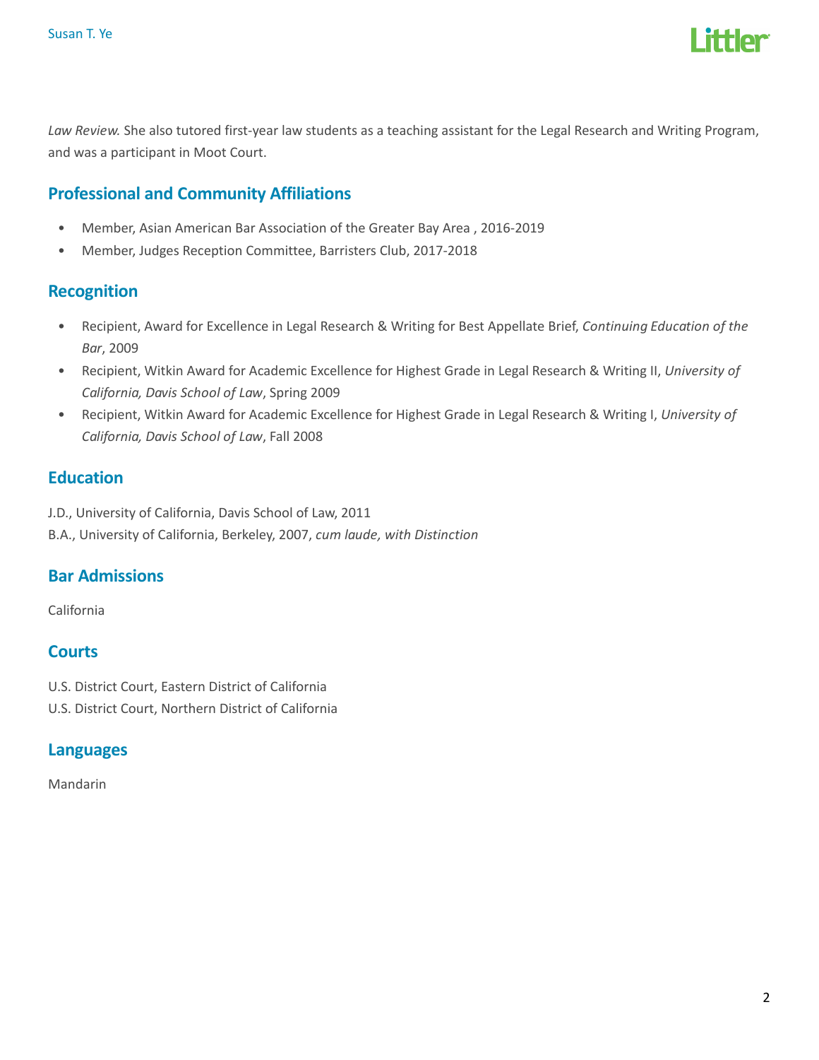*Law Review.* She also tutored first-year law students as a teaching assistant for the Legal Research and Writing Program, and was a participant in Moot Court.

## Professional and Community Affiliations

- Member, Asian American Bar Association of the Greater Bay Area , 2016-2019
- Member, Judges Reception Committee, Barristers Club, 2017-2018

## Recognition

- Recipient, Award for Excellence in Legal Research & Writing for Best Appellate Brief, *Continuing Education of the Bar*, 2009
- Recipient, Witkin Award for Academic Excellence for Highest Grade in Legal Research & Writing II, *University of California, Davis School of Law*, Spring 2009
- Recipient, Witkin Award for Academic Excellence for Highest Grade in Legal Research & Writing I, *University of California, Davis School of Law*, Fall 2008

## Education

J.D., University of California, Davis School of Law, 2011
B.A., University of California, Berkeley, 2007, *cum laude, with Distinction*

## Bar Admissions

California

## Courts

U.S. District Court, Eastern District of California
U.S. District Court, Northern District of California

## Languages

Mandarin